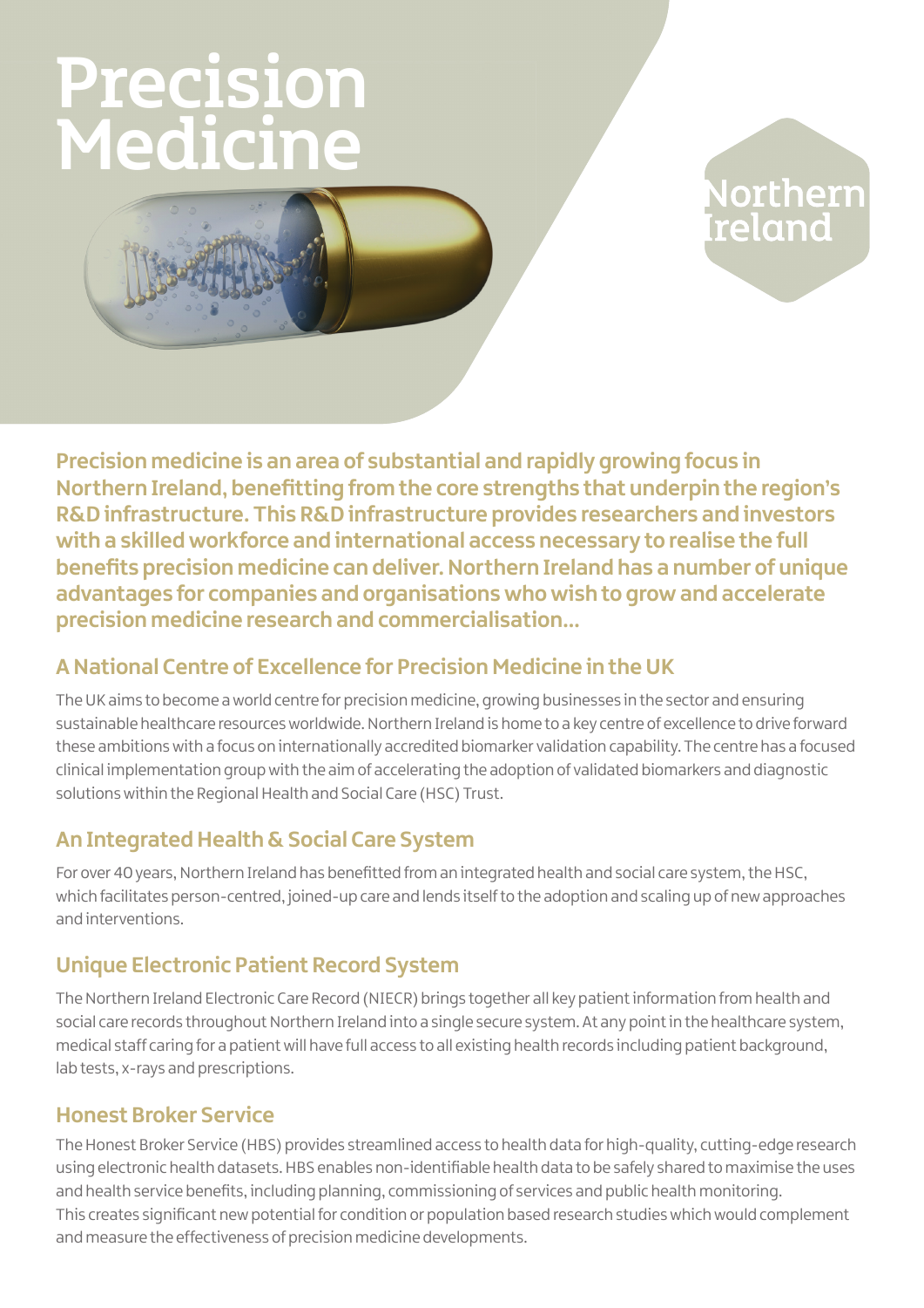# Precision Medicine

Northern Ireland

**Precision medicine is an area of substantial and rapidly growing focus in Northern Ireland, benefitting from the core strengths that underpin the region's R&D infrastructure. This R&D infrastructure provides researchers and investors with a skilled workforce and international access necessary to realise the full benefits precision medicine can deliver. Northern Ireland has a number of unique advantages for companies and organisations who wish to grow and accelerate precision medicine research and commercialisation...**

## A National Centre of Excellence for Precision Medicine in the UK

The UK aims to become a world centre for precision medicine, growing businesses in the sector and ensuring sustainable healthcare resources worldwide. Northern Ireland is home to a key centre of excellence to drive forward these ambitions with a focus on internationally accredited biomarker validation capability. The centre has a focused clinical implementation group with the aim of accelerating the adoption of validated biomarkers and diagnostic solutions within the Regional Health and Social Care (HSC) Trust.

## An Integrated Health & Social Care System

For over 40 years, Northern Ireland has benefitted from an integrated health and social care system, the HSC, which facilitates person-centred, joined-up care and lends itself to the adoption and scaling up of new approaches and interventions.

## Unique Electronic Patient Record System

The Northern Ireland Electronic Care Record (NIECR) brings together all key patient information from health and social care records throughout Northern Ireland into a single secure system. At any point in the healthcare system, medical staff caring for a patient will have full access to all existing health records including patient background, lab tests, x-rays and prescriptions.

## Honest Broker Service

The Honest Broker Service (HBS) provides streamlined access to health data for high-quality, cutting-edge research using electronic health datasets. HBS enables non-identifiable health data to be safely shared to maximise the uses and health service benefits, including planning, commissioning of services and public health monitoring.
This creates significant new potential for condition or population based research studies which would complement and measure the effectiveness of precision medicine developments.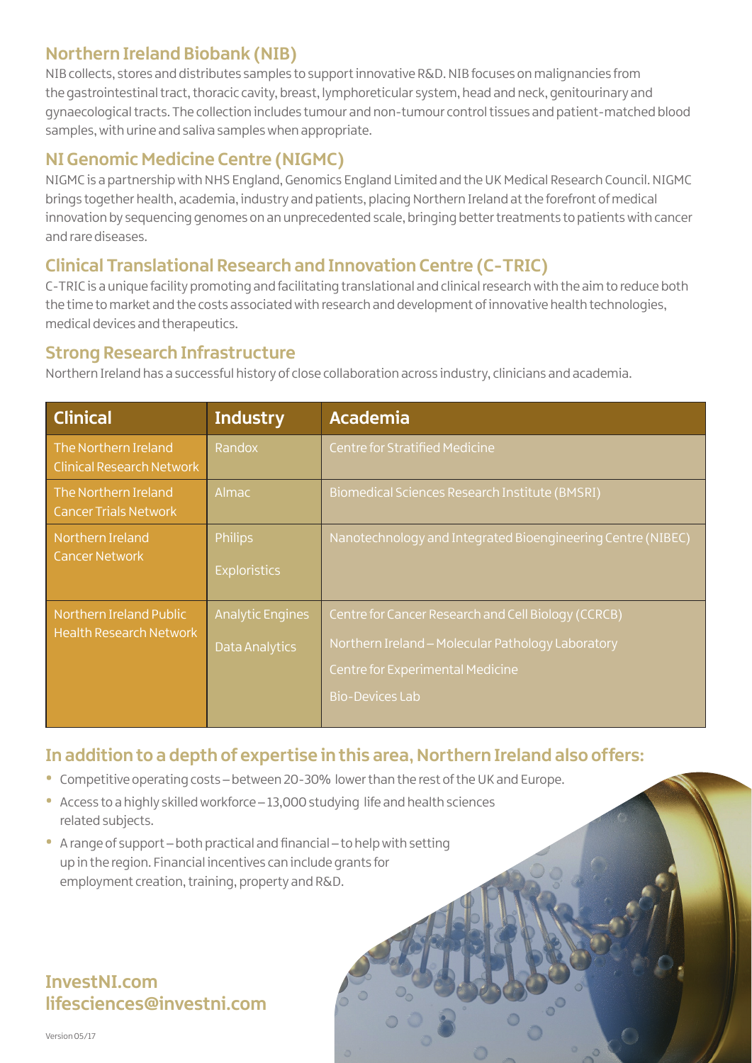## Northern Ireland Biobank (NIB)

NIB collects, stores and distributes samples to support innovative R&D. NIB focuses on malignancies from the gastrointestinal tract, thoracic cavity, breast, lymphoreticular system, head and neck, genitourinary and gynaecological tracts. The collection includes tumour and non-tumour control tissues and patient-matched blood samples, with urine and saliva samples when appropriate.

## NI Genomic Medicine Centre (NIGMC)

NIGMC is a partnership with NHS England, Genomics England Limited and the UK Medical Research Council. NIGMC brings together health, academia, industry and patients, placing Northern Ireland at the forefront of medical innovation by sequencing genomes on an unprecedented scale, bringing better treatments to patients with cancer and rare diseases.

## Clinical Translational Research and Innovation Centre (C-TRIC)

C-TRIC is a unique facility promoting and facilitating translational and clinical research with the aim to reduce both the time to market and the costs associated with research and development of innovative health technologies, medical devices and therapeutics.

## Strong Research Infrastructure

Northern Ireland has a successful history of close collaboration across industry, clinicians and academia.

| Clinical | Industry | Academia |
|---|---|---|
| The Northern Ireland Clinical Research Network | Randox | Centre for Stratified Medicine |
| The Northern Ireland Cancer Trials Network | Almac | Biomedical Sciences Research Institute (BMSRI) |
| Northern Ireland Cancer Network | Philips<br>Exploristics | Nanotechnology and Integrated Bioengineering Centre (NIBEC) |
| Northern Ireland Public Health Research Network | Analytic Engines<br>Data Analytics | Centre for Cancer Research and Cell Biology (CCRCB)<br>Northern Ireland – Molecular Pathology Laboratory<br>Centre for Experimental Medicine<br>Bio-Devices Lab |

## In addition to a depth of expertise in this area, Northern Ireland also offers:

- Competitive operating costs – between 20-30% lower than the rest of the UK and Europe.
- Access to a highly skilled workforce – 13,000 studying life and health sciences related subjects.
- A range of support – both practical and financial – to help with setting up in the region. Financial incentives can include grants for employment creation, training, property and R&D.

**InvestNI.com**
**lifesciences@investni.com**

Version 05/17